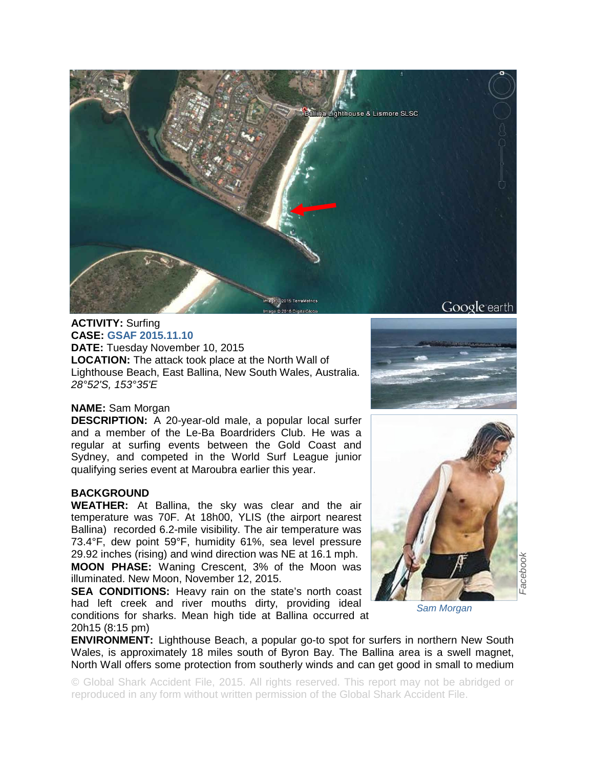**ACTIVITY:** Surfing
**CASE:** GSAF 2015.11.10
**DATE:** Tuesday November 10, 2015
**LOCATION:** The attack took place at the North Wall of Lighthouse Beach, East Ballina, New South Wales, Australia.
*28°52'S, 153°35'E*

**NAME:** Sam Morgan
**DESCRIPTION:** A 20-year-old male, a popular local surfer and a member of the Le-Ba Boardriders Club. He was a regular at surfing events between the Gold Coast and Sydney, and competed in the World Surf League junior qualifying series event at Maroubra earlier this year.

*Sam Morgan*

**BACKGROUND**

**WEATHER:** At Ballina, the sky was clear and the air temperature was 70F. At 18h00, YLIS (the airport nearest Ballina) recorded 6.2-mile visibility. The air temperature was 73.4°F, dew point 59°F, humidity 61%, sea level pressure 29.92 inches (rising) and wind direction was NE at 16.1 mph.

**MOON PHASE:** Waning Crescent, 3% of the Moon was illuminated. New Moon, November 12, 2015.

**SEA CONDITIONS:** Heavy rain on the state's north coast had left creek and river mouths dirty, providing ideal conditions for sharks. Mean high tide at Ballina occurred at 20h15 (8:15 pm)

**ENVIRONMENT:** Lighthouse Beach, a popular go-to spot for surfers in northern New South Wales, is approximately 18 miles south of Byron Bay. The Ballina area is a swell magnet, North Wall offers some protection from southerly winds and can get good in small to medium

© Global Shark Accident File, 2015. All rights reserved. This report may not be abridged or reproduced in any form without written permission of the Global Shark Accident File.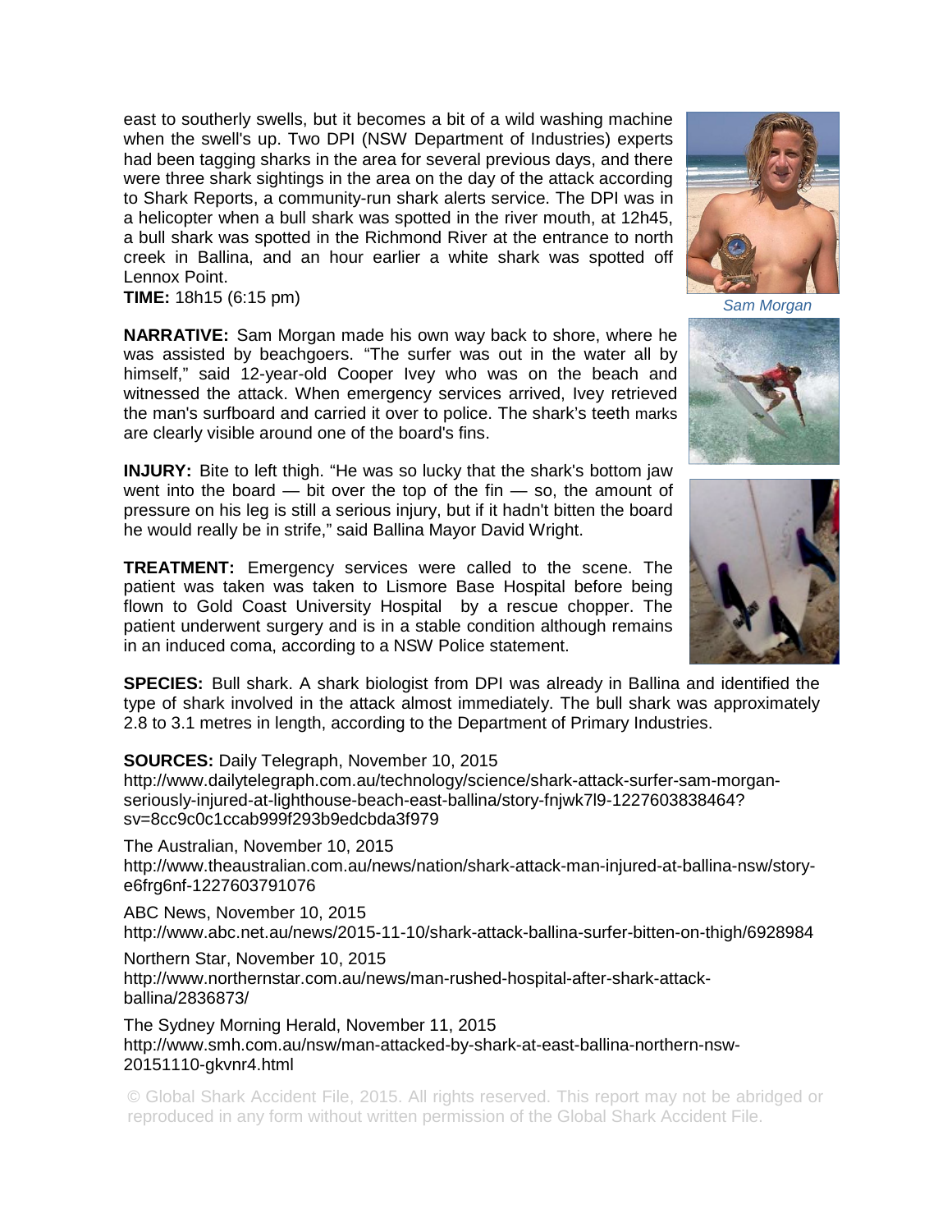east to southerly swells, but it becomes a bit of a wild washing machine when the swell's up. Two DPI (NSW Department of Industries) experts had been tagging sharks in the area for several previous days, and there were three shark sightings in the area on the day of the attack according to Shark Reports, a community-run shark alerts service. The DPI was in a helicopter when a bull shark was spotted in the river mouth, at 12h45, a bull shark was spotted in the Richmond River at the entrance to north creek in Ballina, and an hour earlier a white shark was spotted off Lennox Point.

**TIME:** 18h15 (6:15 pm)

*Sam Morgan*

**NARRATIVE:** Sam Morgan made his own way back to shore, where he was assisted by beachgoers. "The surfer was out in the water all by himself," said 12-year-old Cooper Ivey who was on the beach and witnessed the attack. When emergency services arrived, Ivey retrieved the man's surfboard and carried it over to police. The shark's teeth marks are clearly visible around one of the board's fins.

**INJURY:** Bite to left thigh. "He was so lucky that the shark's bottom jaw went into the board — bit over the top of the fin — so, the amount of pressure on his leg is still a serious injury, but if it hadn't bitten the board he would really be in strife," said Ballina Mayor David Wright.

**TREATMENT:** Emergency services were called to the scene. The patient was taken was taken to Lismore Base Hospital before being flown to Gold Coast University Hospital by a rescue chopper. The patient underwent surgery and is in a stable condition although remains in an induced coma, according to a NSW Police statement.

**SPECIES:** Bull shark. A shark biologist from DPI was already in Ballina and identified the type of shark involved in the attack almost immediately. The bull shark was approximately 2.8 to 3.1 metres in length, according to the Department of Primary Industries.

**SOURCES:** Daily Telegraph, November 10, 2015
http://www.dailytelegraph.com.au/technology/science/shark-attack-surfer-sam-morgan-seriously-injured-at-lighthouse-beach-east-ballina/story-fnjwk7l9-1227603838464?sv=8cc9c0c1ccab999f293b9edcbda3f979

The Australian, November 10, 2015
http://www.theaustralian.com.au/news/nation/shark-attack-man-injured-at-ballina-nsw/story-e6frg6nf-1227603791076

ABC News, November 10, 2015
http://www.abc.net.au/news/2015-11-10/shark-attack-ballina-surfer-bitten-on-thigh/6928984

Northern Star, November 10, 2015
http://www.northernstar.com.au/news/man-rushed-hospital-after-shark-attack-ballina/2836873/

The Sydney Morning Herald, November 11, 2015
http://www.smh.com.au/nsw/man-attacked-by-shark-at-east-ballina-northern-nsw-20151110-gkvnr4.html

© Global Shark Accident File, 2015. All rights reserved. This report may not be abridged or reproduced in any form without written permission of the Global Shark Accident File.